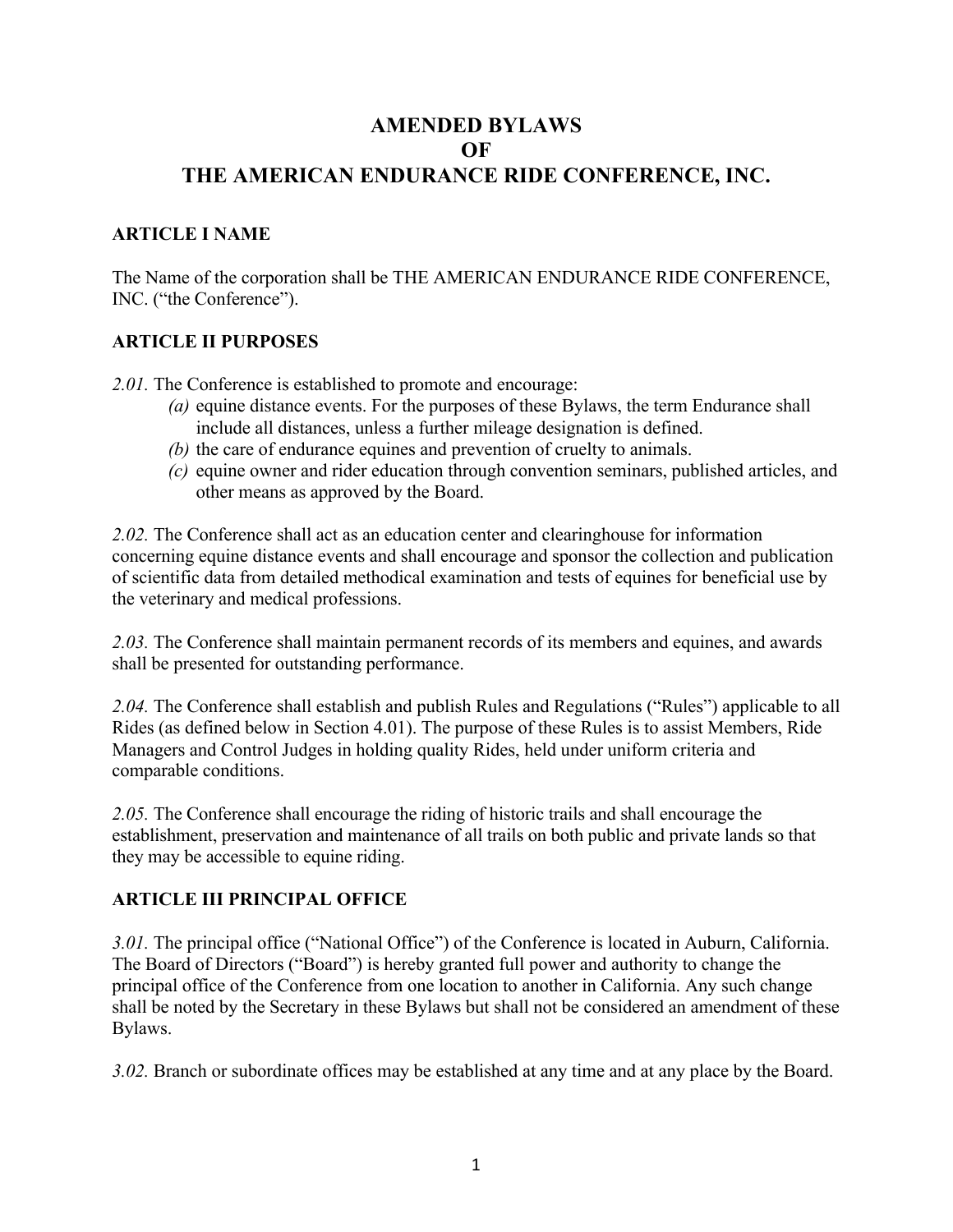# AMENDED BYLAWS OF THE AMERICAN ENDURANCE RIDE CONFERENCE, INC.

## ARTICLE I NAME

The Name of the corporation shall be THE AMERICAN ENDURANCE RIDE CONFERENCE, INC. ("the Conference").

## ARTICLE II PURPOSES

*2.01.* The Conference is established to promote and encourage:

*(a)* equine distance events. For the purposes of these Bylaws, the term Endurance shall include all distances, unless a further mileage designation is defined.

*(b)* the care of endurance equines and prevention of cruelty to animals.

*(c)* equine owner and rider education through convention seminars, published articles, and other means as approved by the Board.

*2.02.* The Conference shall act as an education center and clearinghouse for information concerning equine distance events and shall encourage and sponsor the collection and publication of scientific data from detailed methodical examination and tests of equines for beneficial use by the veterinary and medical professions.

*2.03.* The Conference shall maintain permanent records of its members and equines, and awards shall be presented for outstanding performance.

*2.04.* The Conference shall establish and publish Rules and Regulations ("Rules") applicable to all Rides (as defined below in Section 4.01). The purpose of these Rules is to assist Members, Ride Managers and Control Judges in holding quality Rides, held under uniform criteria and comparable conditions.

*2.05.* The Conference shall encourage the riding of historic trails and shall encourage the establishment, preservation and maintenance of all trails on both public and private lands so that they may be accessible to equine riding.

## ARTICLE III PRINCIPAL OFFICE

*3.01.* The principal office ("National Office") of the Conference is located in Auburn, California. The Board of Directors ("Board") is hereby granted full power and authority to change the principal office of the Conference from one location to another in California. Any such change shall be noted by the Secretary in these Bylaws but shall not be considered an amendment of these Bylaws.

*3.02.* Branch or subordinate offices may be established at any time and at any place by the Board.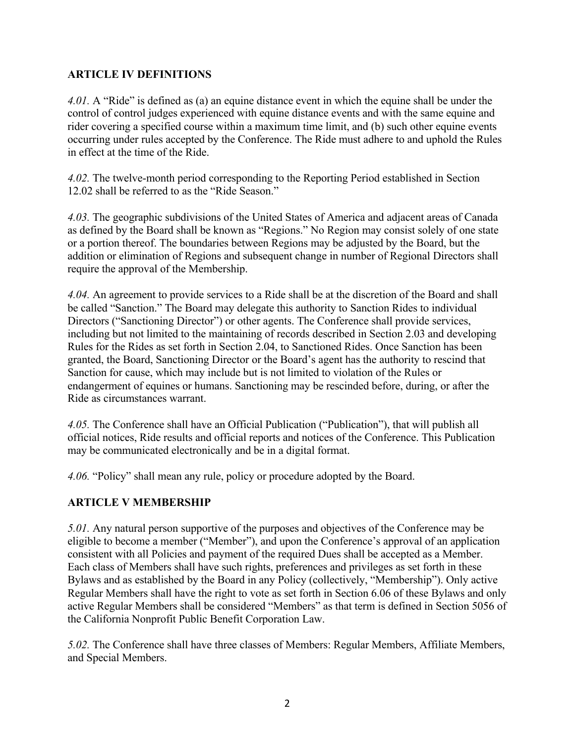## ARTICLE IV DEFINITIONS

*4.01.* A "Ride" is defined as (a) an equine distance event in which the equine shall be under the control of control judges experienced with equine distance events and with the same equine and rider covering a specified course within a maximum time limit, and (b) such other equine events occurring under rules accepted by the Conference. The Ride must adhere to and uphold the Rules in effect at the time of the Ride.

*4.02.* The twelve-month period corresponding to the Reporting Period established in Section 12.02 shall be referred to as the "Ride Season."

*4.03.* The geographic subdivisions of the United States of America and adjacent areas of Canada as defined by the Board shall be known as "Regions." No Region may consist solely of one state or a portion thereof. The boundaries between Regions may be adjusted by the Board, but the addition or elimination of Regions and subsequent change in number of Regional Directors shall require the approval of the Membership.

*4.04.* An agreement to provide services to a Ride shall be at the discretion of the Board and shall be called "Sanction." The Board may delegate this authority to Sanction Rides to individual Directors ("Sanctioning Director") or other agents. The Conference shall provide services, including but not limited to the maintaining of records described in Section 2.03 and developing Rules for the Rides as set forth in Section 2.04, to Sanctioned Rides. Once Sanction has been granted, the Board, Sanctioning Director or the Board's agent has the authority to rescind that Sanction for cause, which may include but is not limited to violation of the Rules or endangerment of equines or humans. Sanctioning may be rescinded before, during, or after the Ride as circumstances warrant.

*4.05.* The Conference shall have an Official Publication ("Publication"), that will publish all official notices, Ride results and official reports and notices of the Conference. This Publication may be communicated electronically and be in a digital format.

*4.06.* "Policy" shall mean any rule, policy or procedure adopted by the Board.

## ARTICLE V MEMBERSHIP

*5.01.* Any natural person supportive of the purposes and objectives of the Conference may be eligible to become a member ("Member"), and upon the Conference's approval of an application consistent with all Policies and payment of the required Dues shall be accepted as a Member. Each class of Members shall have such rights, preferences and privileges as set forth in these Bylaws and as established by the Board in any Policy (collectively, "Membership"). Only active Regular Members shall have the right to vote as set forth in Section 6.06 of these Bylaws and only active Regular Members shall be considered "Members" as that term is defined in Section 5056 of the California Nonprofit Public Benefit Corporation Law.

*5.02.* The Conference shall have three classes of Members: Regular Members, Affiliate Members, and Special Members.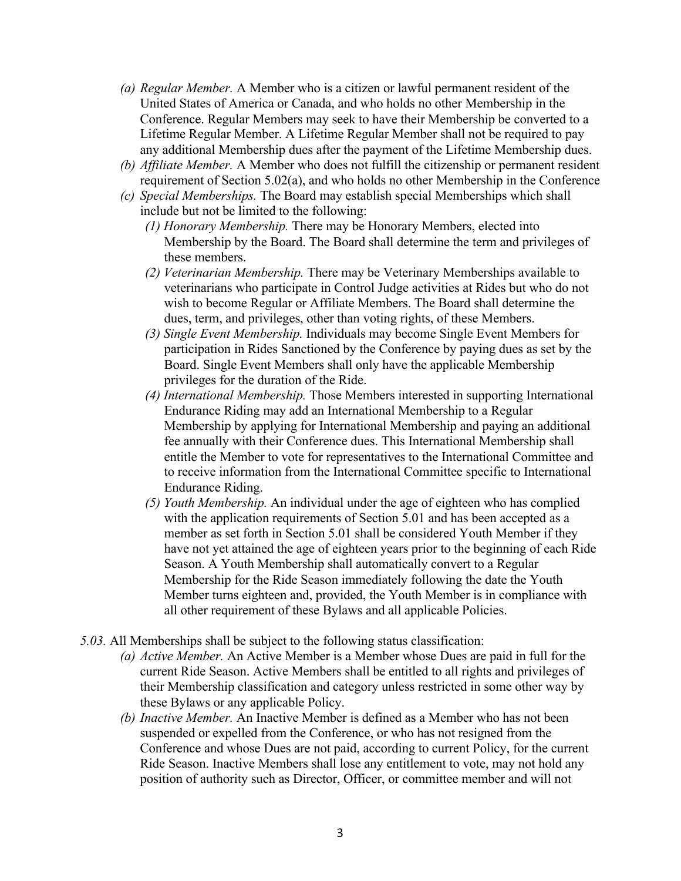- (a) *Regular Member.* A Member who is a citizen or lawful permanent resident of the United States of America or Canada, and who holds no other Membership in the Conference. Regular Members may seek to have their Membership be converted to a Lifetime Regular Member. A Lifetime Regular Member shall not be required to pay any additional Membership dues after the payment of the Lifetime Membership dues.
- (b) *Affiliate Member.* A Member who does not fulfill the citizenship or permanent resident requirement of Section 5.02(a), and who holds no other Membership in the Conference
- (c) *Special Memberships.* The Board may establish special Memberships which shall include but not be limited to the following:
  - (1) *Honorary Membership.* There may be Honorary Members, elected into Membership by the Board. The Board shall determine the term and privileges of these members.
  - (2) *Veterinarian Membership.* There may be Veterinary Memberships available to veterinarians who participate in Control Judge activities at Rides but who do not wish to become Regular or Affiliate Members. The Board shall determine the dues, term, and privileges, other than voting rights, of these Members.
  - (3) *Single Event Membership.* Individuals may become Single Event Members for participation in Rides Sanctioned by the Conference by paying dues as set by the Board. Single Event Members shall only have the applicable Membership privileges for the duration of the Ride.
  - (4) *International Membership.* Those Members interested in supporting International Endurance Riding may add an International Membership to a Regular Membership by applying for International Membership and paying an additional fee annually with their Conference dues. This International Membership shall entitle the Member to vote for representatives to the International Committee and to receive information from the International Committee specific to International Endurance Riding.
  - (5) *Youth Membership.* An individual under the age of eighteen who has complied with the application requirements of Section 5.01 and has been accepted as a member as set forth in Section 5.01 shall be considered Youth Member if they have not yet attained the age of eighteen years prior to the beginning of each Ride Season. A Youth Membership shall automatically convert to a Regular Membership for the Ride Season immediately following the date the Youth Member turns eighteen and, provided, the Youth Member is in compliance with all other requirement of these Bylaws and all applicable Policies.

*5.03.* All Memberships shall be subject to the following status classification:

- (a) *Active Member.* An Active Member is a Member whose Dues are paid in full for the current Ride Season. Active Members shall be entitled to all rights and privileges of their Membership classification and category unless restricted in some other way by these Bylaws or any applicable Policy.
- (b) *Inactive Member.* An Inactive Member is defined as a Member who has not been suspended or expelled from the Conference, or who has not resigned from the Conference and whose Dues are not paid, according to current Policy, for the current Ride Season. Inactive Members shall lose any entitlement to vote, may not hold any position of authority such as Director, Officer, or committee member and will not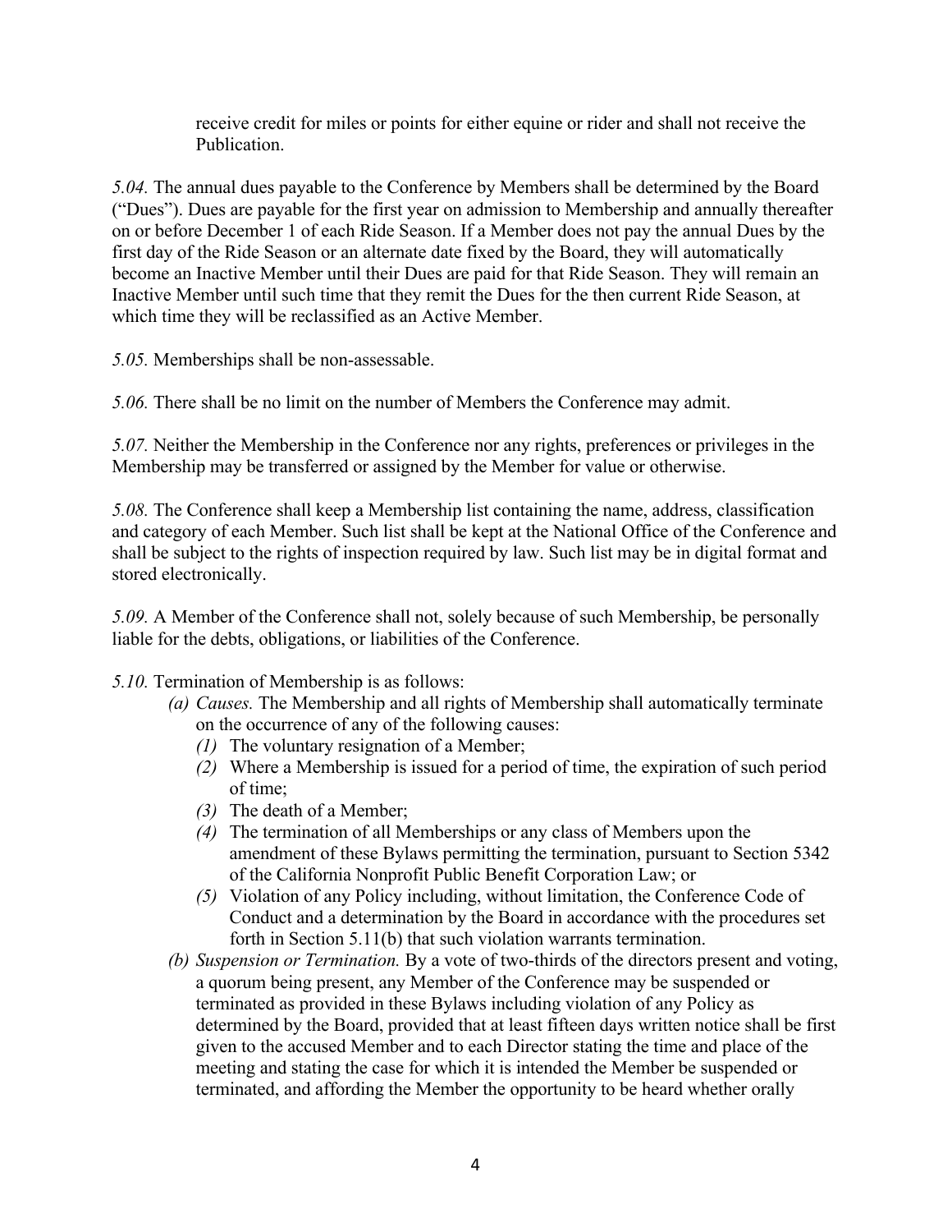receive credit for miles or points for either equine or rider and shall not receive the Publication.

*5.04.* The annual dues payable to the Conference by Members shall be determined by the Board ("Dues"). Dues are payable for the first year on admission to Membership and annually thereafter on or before December 1 of each Ride Season. If a Member does not pay the annual Dues by the first day of the Ride Season or an alternate date fixed by the Board, they will automatically become an Inactive Member until their Dues are paid for that Ride Season. They will remain an Inactive Member until such time that they remit the Dues for the then current Ride Season, at which time they will be reclassified as an Active Member.

*5.05.* Memberships shall be non-assessable.

*5.06.* There shall be no limit on the number of Members the Conference may admit.

*5.07.* Neither the Membership in the Conference nor any rights, preferences or privileges in the Membership may be transferred or assigned by the Member for value or otherwise.

*5.08.* The Conference shall keep a Membership list containing the name, address, classification and category of each Member. Such list shall be kept at the National Office of the Conference and shall be subject to the rights of inspection required by law. Such list may be in digital format and stored electronically.

*5.09.* A Member of the Conference shall not, solely because of such Membership, be personally liable for the debts, obligations, or liabilities of the Conference.

*5.10.* Termination of Membership is as follows:

- *(a) Causes.* The Membership and all rights of Membership shall automatically terminate on the occurrence of any of the following causes:
  - *(1)* The voluntary resignation of a Member;
  - *(2)* Where a Membership is issued for a period of time, the expiration of such period of time;
  - *(3)* The death of a Member;
  - *(4)* The termination of all Memberships or any class of Members upon the amendment of these Bylaws permitting the termination, pursuant to Section 5342 of the California Nonprofit Public Benefit Corporation Law; or
  - *(5)* Violation of any Policy including, without limitation, the Conference Code of Conduct and a determination by the Board in accordance with the procedures set forth in Section 5.11(b) that such violation warrants termination.
- *(b) Suspension or Termination.* By a vote of two-thirds of the directors present and voting, a quorum being present, any Member of the Conference may be suspended or terminated as provided in these Bylaws including violation of any Policy as determined by the Board, provided that at least fifteen days written notice shall be first given to the accused Member and to each Director stating the time and place of the meeting and stating the case for which it is intended the Member be suspended or terminated, and affording the Member the opportunity to be heard whether orally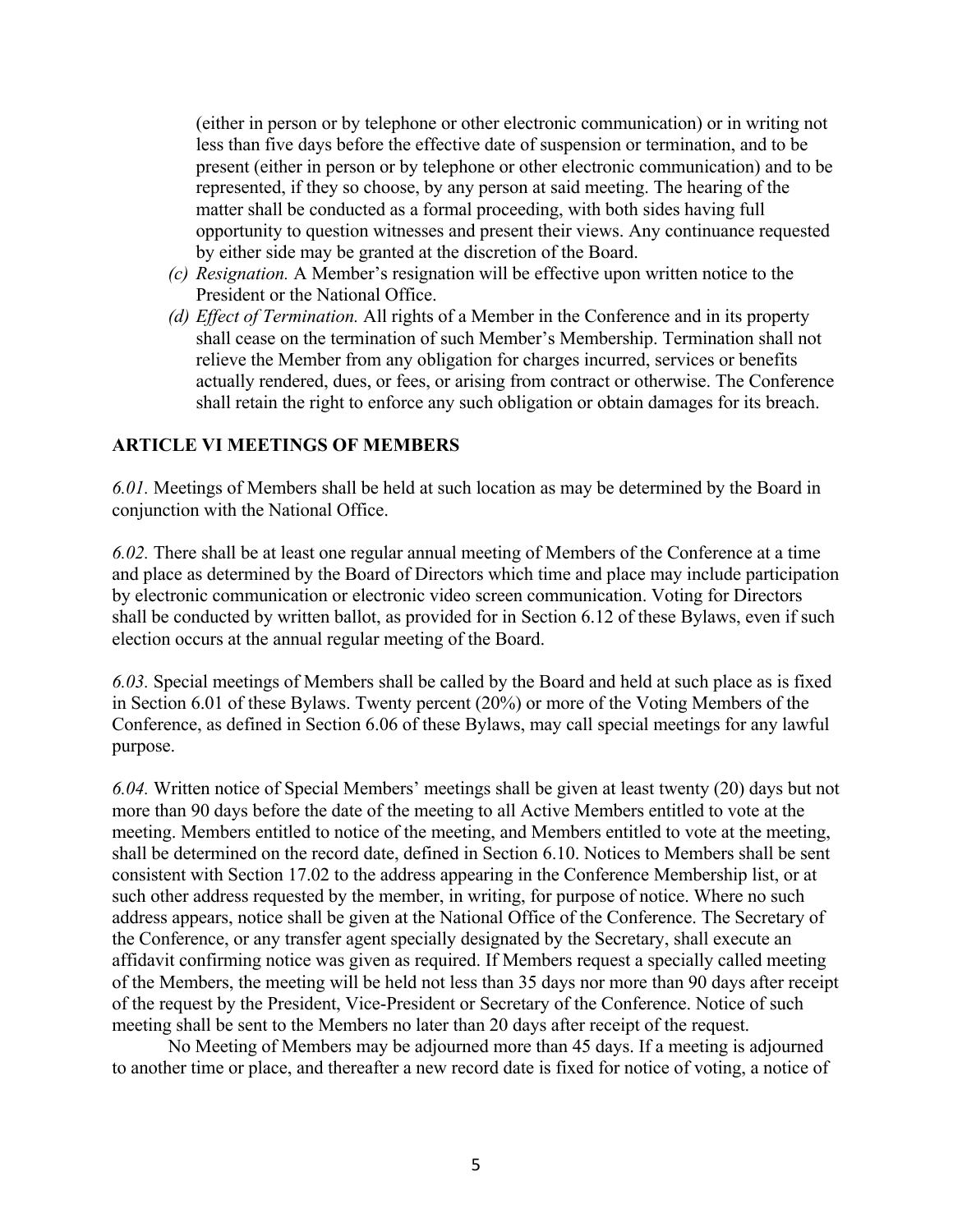(either in person or by telephone or other electronic communication) or in writing not less than five days before the effective date of suspension or termination, and to be present (either in person or by telephone or other electronic communication) and to be represented, if they so choose, by any person at said meeting. The hearing of the matter shall be conducted as a formal proceeding, with both sides having full opportunity to question witnesses and present their views. Any continuance requested by either side may be granted at the discretion of the Board.

*(c) Resignation.* A Member's resignation will be effective upon written notice to the President or the National Office.

*(d) Effect of Termination.* All rights of a Member in the Conference and in its property shall cease on the termination of such Member's Membership. Termination shall not relieve the Member from any obligation for charges incurred, services or benefits actually rendered, dues, or fees, or arising from contract or otherwise. The Conference shall retain the right to enforce any such obligation or obtain damages for its breach.

## ARTICLE VI MEETINGS OF MEMBERS

*6.01.* Meetings of Members shall be held at such location as may be determined by the Board in conjunction with the National Office.

*6.02.* There shall be at least one regular annual meeting of Members of the Conference at a time and place as determined by the Board of Directors which time and place may include participation by electronic communication or electronic video screen communication. Voting for Directors shall be conducted by written ballot, as provided for in Section 6.12 of these Bylaws, even if such election occurs at the annual regular meeting of the Board.

*6.03.* Special meetings of Members shall be called by the Board and held at such place as is fixed in Section 6.01 of these Bylaws. Twenty percent (20%) or more of the Voting Members of the Conference, as defined in Section 6.06 of these Bylaws, may call special meetings for any lawful purpose.

*6.04.* Written notice of Special Members' meetings shall be given at least twenty (20) days but not more than 90 days before the date of the meeting to all Active Members entitled to vote at the meeting. Members entitled to notice of the meeting, and Members entitled to vote at the meeting, shall be determined on the record date, defined in Section 6.10. Notices to Members shall be sent consistent with Section 17.02 to the address appearing in the Conference Membership list, or at such other address requested by the member, in writing, for purpose of notice. Where no such address appears, notice shall be given at the National Office of the Conference. The Secretary of the Conference, or any transfer agent specially designated by the Secretary, shall execute an affidavit confirming notice was given as required. If Members request a specially called meeting of the Members, the meeting will be held not less than 35 days nor more than 90 days after receipt of the request by the President, Vice-President or Secretary of the Conference. Notice of such meeting shall be sent to the Members no later than 20 days after receipt of the request.

No Meeting of Members may be adjourned more than 45 days. If a meeting is adjourned to another time or place, and thereafter a new record date is fixed for notice of voting, a notice of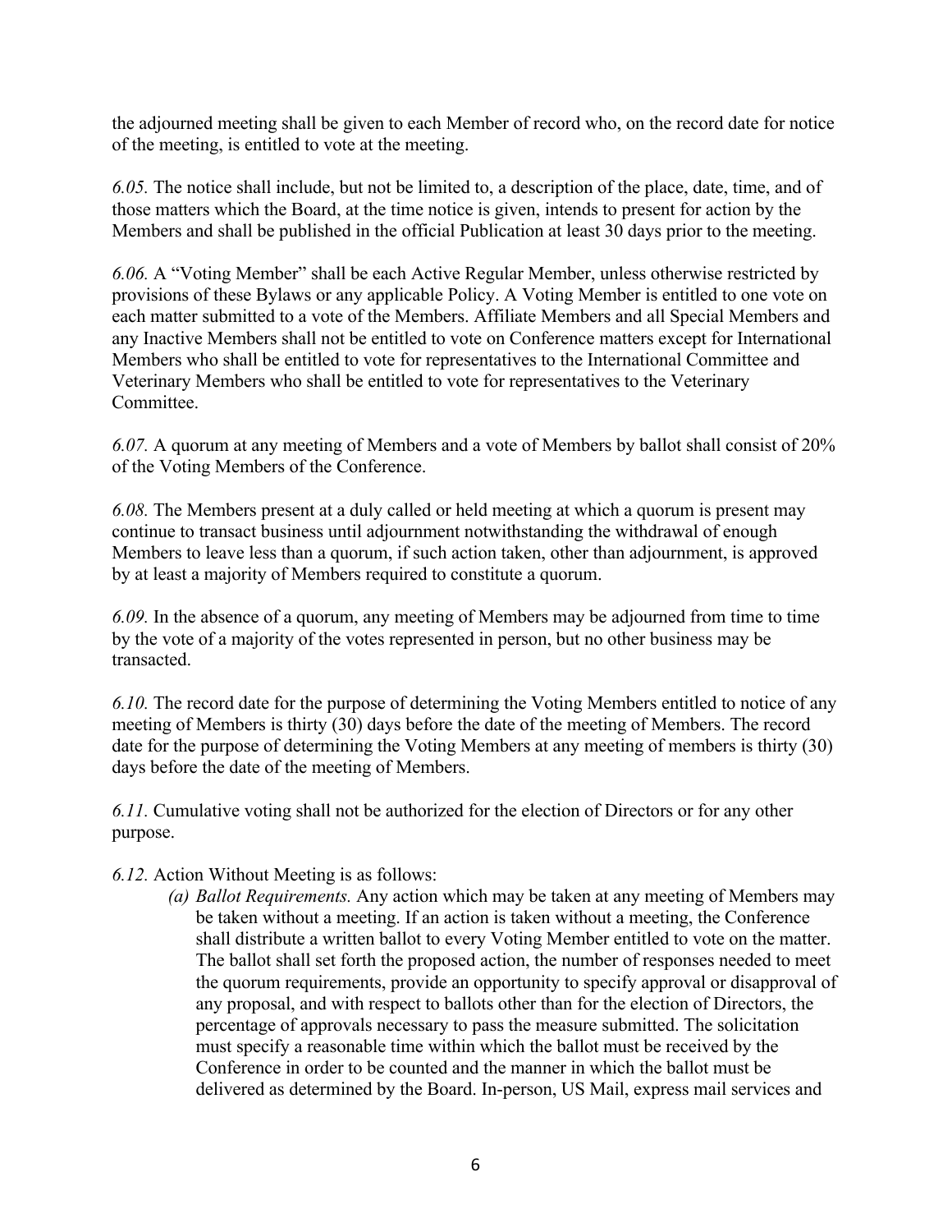the adjourned meeting shall be given to each Member of record who, on the record date for notice of the meeting, is entitled to vote at the meeting.

*6.05.* The notice shall include, but not be limited to, a description of the place, date, time, and of those matters which the Board, at the time notice is given, intends to present for action by the Members and shall be published in the official Publication at least 30 days prior to the meeting.

*6.06.* A "Voting Member" shall be each Active Regular Member, unless otherwise restricted by provisions of these Bylaws or any applicable Policy. A Voting Member is entitled to one vote on each matter submitted to a vote of the Members. Affiliate Members and all Special Members and any Inactive Members shall not be entitled to vote on Conference matters except for International Members who shall be entitled to vote for representatives to the International Committee and Veterinary Members who shall be entitled to vote for representatives to the Veterinary Committee.

*6.07.* A quorum at any meeting of Members and a vote of Members by ballot shall consist of 20% of the Voting Members of the Conference.

*6.08.* The Members present at a duly called or held meeting at which a quorum is present may continue to transact business until adjournment notwithstanding the withdrawal of enough Members to leave less than a quorum, if such action taken, other than adjournment, is approved by at least a majority of Members required to constitute a quorum.

*6.09.* In the absence of a quorum, any meeting of Members may be adjourned from time to time by the vote of a majority of the votes represented in person, but no other business may be transacted.

*6.10.* The record date for the purpose of determining the Voting Members entitled to notice of any meeting of Members is thirty (30) days before the date of the meeting of Members. The record date for the purpose of determining the Voting Members at any meeting of members is thirty (30) days before the date of the meeting of Members.

*6.11.* Cumulative voting shall not be authorized for the election of Directors or for any other purpose.

*6.12.* Action Without Meeting is as follows:

- *(a) Ballot Requirements.* Any action which may be taken at any meeting of Members may be taken without a meeting. If an action is taken without a meeting, the Conference shall distribute a written ballot to every Voting Member entitled to vote on the matter. The ballot shall set forth the proposed action, the number of responses needed to meet the quorum requirements, provide an opportunity to specify approval or disapproval of any proposal, and with respect to ballots other than for the election of Directors, the percentage of approvals necessary to pass the measure submitted. The solicitation must specify a reasonable time within which the ballot must be received by the Conference in order to be counted and the manner in which the ballot must be delivered as determined by the Board. In-person, US Mail, express mail services and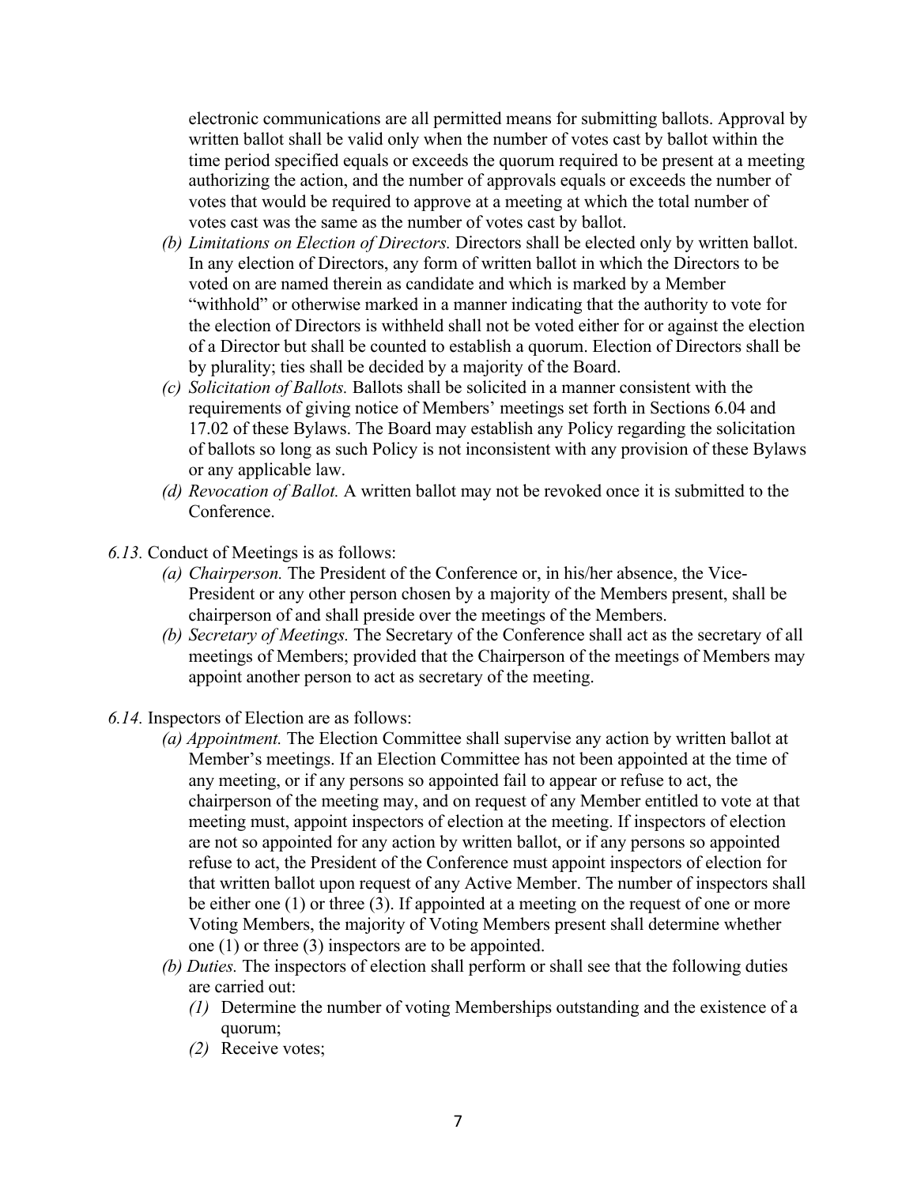electronic communications are all permitted means for submitting ballots. Approval by written ballot shall be valid only when the number of votes cast by ballot within the time period specified equals or exceeds the quorum required to be present at a meeting authorizing the action, and the number of approvals equals or exceeds the number of votes that would be required to approve at a meeting at which the total number of votes cast was the same as the number of votes cast by ballot.

- *(b) Limitations on Election of Directors.* Directors shall be elected only by written ballot. In any election of Directors, any form of written ballot in which the Directors to be voted on are named therein as candidate and which is marked by a Member "withhold" or otherwise marked in a manner indicating that the authority to vote for the election of Directors is withheld shall not be voted either for or against the election of a Director but shall be counted to establish a quorum. Election of Directors shall be by plurality; ties shall be decided by a majority of the Board.
- *(c) Solicitation of Ballots.* Ballots shall be solicited in a manner consistent with the requirements of giving notice of Members' meetings set forth in Sections 6.04 and 17.02 of these Bylaws. The Board may establish any Policy regarding the solicitation of ballots so long as such Policy is not inconsistent with any provision of these Bylaws or any applicable law.
- *(d) Revocation of Ballot.* A written ballot may not be revoked once it is submitted to the Conference.

*6.13.* Conduct of Meetings is as follows:

- *(a) Chairperson.* The President of the Conference or, in his/her absence, the Vice-President or any other person chosen by a majority of the Members present, shall be chairperson of and shall preside over the meetings of the Members.
- *(b) Secretary of Meetings.* The Secretary of the Conference shall act as the secretary of all meetings of Members; provided that the Chairperson of the meetings of Members may appoint another person to act as secretary of the meeting.

*6.14.* Inspectors of Election are as follows:

- *(a) Appointment.* The Election Committee shall supervise any action by written ballot at Member's meetings. If an Election Committee has not been appointed at the time of any meeting, or if any persons so appointed fail to appear or refuse to act, the chairperson of the meeting may, and on request of any Member entitled to vote at that meeting must, appoint inspectors of election at the meeting. If inspectors of election are not so appointed for any action by written ballot, or if any persons so appointed refuse to act, the President of the Conference must appoint inspectors of election for that written ballot upon request of any Active Member. The number of inspectors shall be either one (1) or three (3). If appointed at a meeting on the request of one or more Voting Members, the majority of Voting Members present shall determine whether one (1) or three (3) inspectors are to be appointed.
- *(b) Duties.* The inspectors of election shall perform or shall see that the following duties are carried out:
  - *(1)* Determine the number of voting Memberships outstanding and the existence of a quorum;
  - *(2)* Receive votes;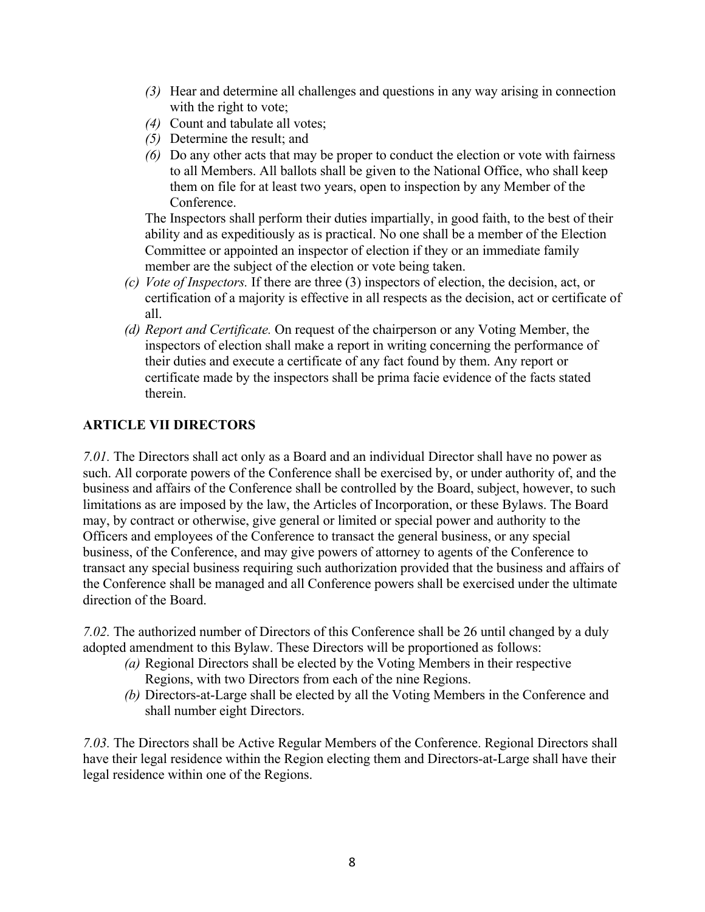*(3)* Hear and determine all challenges and questions in any way arising in connection with the right to vote;

*(4)* Count and tabulate all votes;

*(5)* Determine the result; and

*(6)* Do any other acts that may be proper to conduct the election or vote with fairness to all Members. All ballots shall be given to the National Office, who shall keep them on file for at least two years, open to inspection by any Member of the Conference.

The Inspectors shall perform their duties impartially, in good faith, to the best of their ability and as expeditiously as is practical. No one shall be a member of the Election Committee or appointed an inspector of election if they or an immediate family member are the subject of the election or vote being taken.

*(c) Vote of Inspectors.* If there are three (3) inspectors of election, the decision, act, or certification of a majority is effective in all respects as the decision, act or certificate of all.

*(d) Report and Certificate.* On request of the chairperson or any Voting Member, the inspectors of election shall make a report in writing concerning the performance of their duties and execute a certificate of any fact found by them. Any report or certificate made by the inspectors shall be prima facie evidence of the facts stated therein.

## ARTICLE VII DIRECTORS

*7.01.* The Directors shall act only as a Board and an individual Director shall have no power as such. All corporate powers of the Conference shall be exercised by, or under authority of, and the business and affairs of the Conference shall be controlled by the Board, subject, however, to such limitations as are imposed by the law, the Articles of Incorporation, or these Bylaws. The Board may, by contract or otherwise, give general or limited or special power and authority to the Officers and employees of the Conference to transact the general business, or any special business, of the Conference, and may give powers of attorney to agents of the Conference to transact any special business requiring such authorization provided that the business and affairs of the Conference shall be managed and all Conference powers shall be exercised under the ultimate direction of the Board.

*7.02.* The authorized number of Directors of this Conference shall be 26 until changed by a duly adopted amendment to this Bylaw. These Directors will be proportioned as follows:

*(a)* Regional Directors shall be elected by the Voting Members in their respective Regions, with two Directors from each of the nine Regions.

*(b)* Directors-at-Large shall be elected by all the Voting Members in the Conference and shall number eight Directors.

*7.03.* The Directors shall be Active Regular Members of the Conference. Regional Directors shall have their legal residence within the Region electing them and Directors-at-Large shall have their legal residence within one of the Regions.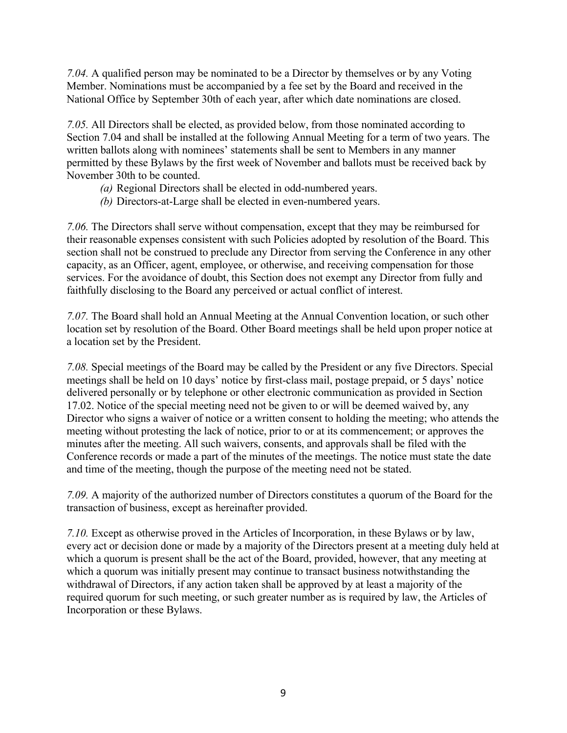*7.04.* A qualified person may be nominated to be a Director by themselves or by any Voting Member. Nominations must be accompanied by a fee set by the Board and received in the National Office by September 30th of each year, after which date nominations are closed.

*7.05.* All Directors shall be elected, as provided below, from those nominated according to Section 7.04 and shall be installed at the following Annual Meeting for a term of two years. The written ballots along with nominees' statements shall be sent to Members in any manner permitted by these Bylaws by the first week of November and ballots must be received back by November 30th to be counted.

- *(a)* Regional Directors shall be elected in odd-numbered years.
- *(b)* Directors-at-Large shall be elected in even-numbered years.

*7.06.* The Directors shall serve without compensation, except that they may be reimbursed for their reasonable expenses consistent with such Policies adopted by resolution of the Board. This section shall not be construed to preclude any Director from serving the Conference in any other capacity, as an Officer, agent, employee, or otherwise, and receiving compensation for those services. For the avoidance of doubt, this Section does not exempt any Director from fully and faithfully disclosing to the Board any perceived or actual conflict of interest.

*7.07.* The Board shall hold an Annual Meeting at the Annual Convention location, or such other location set by resolution of the Board. Other Board meetings shall be held upon proper notice at a location set by the President.

*7.08.* Special meetings of the Board may be called by the President or any five Directors. Special meetings shall be held on 10 days' notice by first-class mail, postage prepaid, or 5 days' notice delivered personally or by telephone or other electronic communication as provided in Section 17.02. Notice of the special meeting need not be given to or will be deemed waived by, any Director who signs a waiver of notice or a written consent to holding the meeting; who attends the meeting without protesting the lack of notice, prior to or at its commencement; or approves the minutes after the meeting. All such waivers, consents, and approvals shall be filed with the Conference records or made a part of the minutes of the meetings. The notice must state the date and time of the meeting, though the purpose of the meeting need not be stated.

*7.09.* A majority of the authorized number of Directors constitutes a quorum of the Board for the transaction of business, except as hereinafter provided.

*7.10.* Except as otherwise proved in the Articles of Incorporation, in these Bylaws or by law, every act or decision done or made by a majority of the Directors present at a meeting duly held at which a quorum is present shall be the act of the Board, provided, however, that any meeting at which a quorum was initially present may continue to transact business notwithstanding the withdrawal of Directors, if any action taken shall be approved by at least a majority of the required quorum for such meeting, or such greater number as is required by law, the Articles of Incorporation or these Bylaws.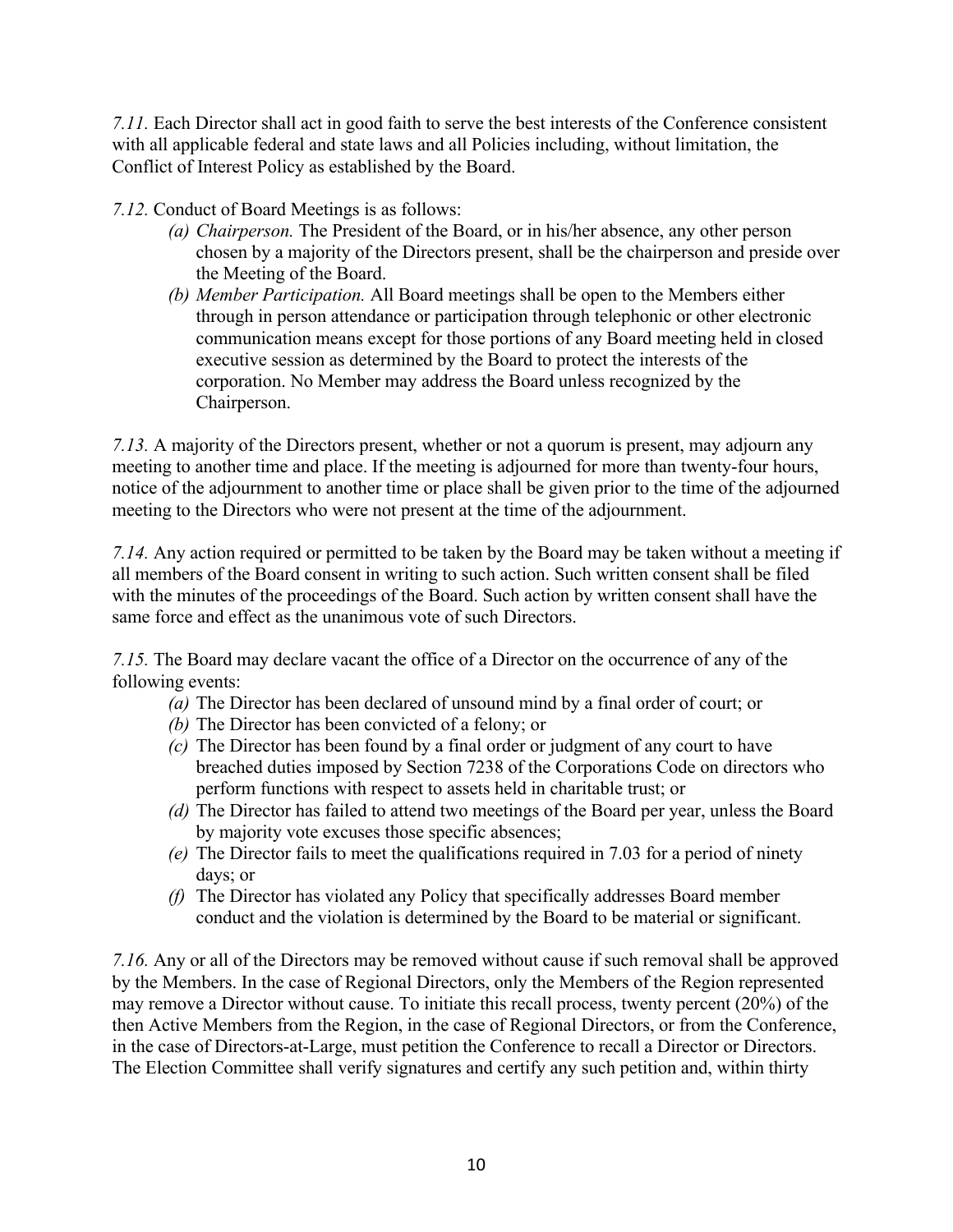*7.11.* Each Director shall act in good faith to serve the best interests of the Conference consistent with all applicable federal and state laws and all Policies including, without limitation, the Conflict of Interest Policy as established by the Board.

*7.12.* Conduct of Board Meetings is as follows:

- *(a) Chairperson.* The President of the Board, or in his/her absence, any other person chosen by a majority of the Directors present, shall be the chairperson and preside over the Meeting of the Board.
- *(b) Member Participation.* All Board meetings shall be open to the Members either through in person attendance or participation through telephonic or other electronic communication means except for those portions of any Board meeting held in closed executive session as determined by the Board to protect the interests of the corporation. No Member may address the Board unless recognized by the Chairperson.

*7.13.* A majority of the Directors present, whether or not a quorum is present, may adjourn any meeting to another time and place. If the meeting is adjourned for more than twenty-four hours, notice of the adjournment to another time or place shall be given prior to the time of the adjourned meeting to the Directors who were not present at the time of the adjournment.

*7.14.* Any action required or permitted to be taken by the Board may be taken without a meeting if all members of the Board consent in writing to such action. Such written consent shall be filed with the minutes of the proceedings of the Board. Such action by written consent shall have the same force and effect as the unanimous vote of such Directors.

*7.15.* The Board may declare vacant the office of a Director on the occurrence of any of the following events:

- *(a)* The Director has been declared of unsound mind by a final order of court; or
- *(b)* The Director has been convicted of a felony; or
- *(c)* The Director has been found by a final order or judgment of any court to have breached duties imposed by Section 7238 of the Corporations Code on directors who perform functions with respect to assets held in charitable trust; or
- *(d)* The Director has failed to attend two meetings of the Board per year, unless the Board by majority vote excuses those specific absences;
- *(e)* The Director fails to meet the qualifications required in 7.03 for a period of ninety days; or
- *(f)* The Director has violated any Policy that specifically addresses Board member conduct and the violation is determined by the Board to be material or significant.

*7.16.* Any or all of the Directors may be removed without cause if such removal shall be approved by the Members. In the case of Regional Directors, only the Members of the Region represented may remove a Director without cause. To initiate this recall process, twenty percent (20%) of the then Active Members from the Region, in the case of Regional Directors, or from the Conference, in the case of Directors-at-Large, must petition the Conference to recall a Director or Directors. The Election Committee shall verify signatures and certify any such petition and, within thirty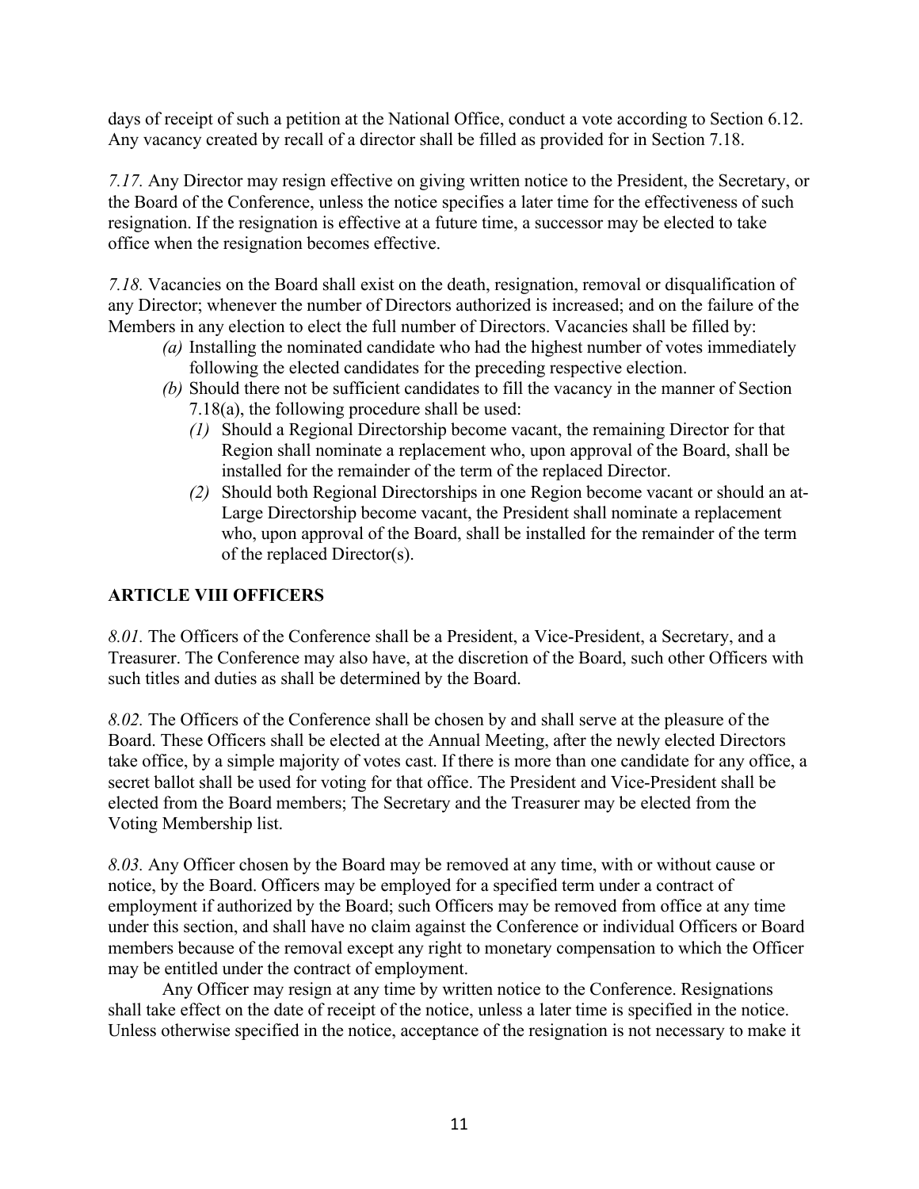days of receipt of such a petition at the National Office, conduct a vote according to Section 6.12. Any vacancy created by recall of a director shall be filled as provided for in Section 7.18.

*7.17.* Any Director may resign effective on giving written notice to the President, the Secretary, or the Board of the Conference, unless the notice specifies a later time for the effectiveness of such resignation. If the resignation is effective at a future time, a successor may be elected to take office when the resignation becomes effective.

*7.18.* Vacancies on the Board shall exist on the death, resignation, removal or disqualification of any Director; whenever the number of Directors authorized is increased; and on the failure of the Members in any election to elect the full number of Directors. Vacancies shall be filled by:

- *(a)* Installing the nominated candidate who had the highest number of votes immediately following the elected candidates for the preceding respective election.
- *(b)* Should there not be sufficient candidates to fill the vacancy in the manner of Section 7.18(a), the following procedure shall be used:
  - *(1)* Should a Regional Directorship become vacant, the remaining Director for that Region shall nominate a replacement who, upon approval of the Board, shall be installed for the remainder of the term of the replaced Director.
  - *(2)* Should both Regional Directorships in one Region become vacant or should an at-Large Directorship become vacant, the President shall nominate a replacement who, upon approval of the Board, shall be installed for the remainder of the term of the replaced Director(s).

## ARTICLE VIII OFFICERS

*8.01.* The Officers of the Conference shall be a President, a Vice-President, a Secretary, and a Treasurer. The Conference may also have, at the discretion of the Board, such other Officers with such titles and duties as shall be determined by the Board.

*8.02.* The Officers of the Conference shall be chosen by and shall serve at the pleasure of the Board. These Officers shall be elected at the Annual Meeting, after the newly elected Directors take office, by a simple majority of votes cast. If there is more than one candidate for any office, a secret ballot shall be used for voting for that office. The President and Vice-President shall be elected from the Board members; The Secretary and the Treasurer may be elected from the Voting Membership list.

*8.03.* Any Officer chosen by the Board may be removed at any time, with or without cause or notice, by the Board. Officers may be employed for a specified term under a contract of employment if authorized by the Board; such Officers may be removed from office at any time under this section, and shall have no claim against the Conference or individual Officers or Board members because of the removal except any right to monetary compensation to which the Officer may be entitled under the contract of employment.

Any Officer may resign at any time by written notice to the Conference. Resignations shall take effect on the date of receipt of the notice, unless a later time is specified in the notice. Unless otherwise specified in the notice, acceptance of the resignation is not necessary to make it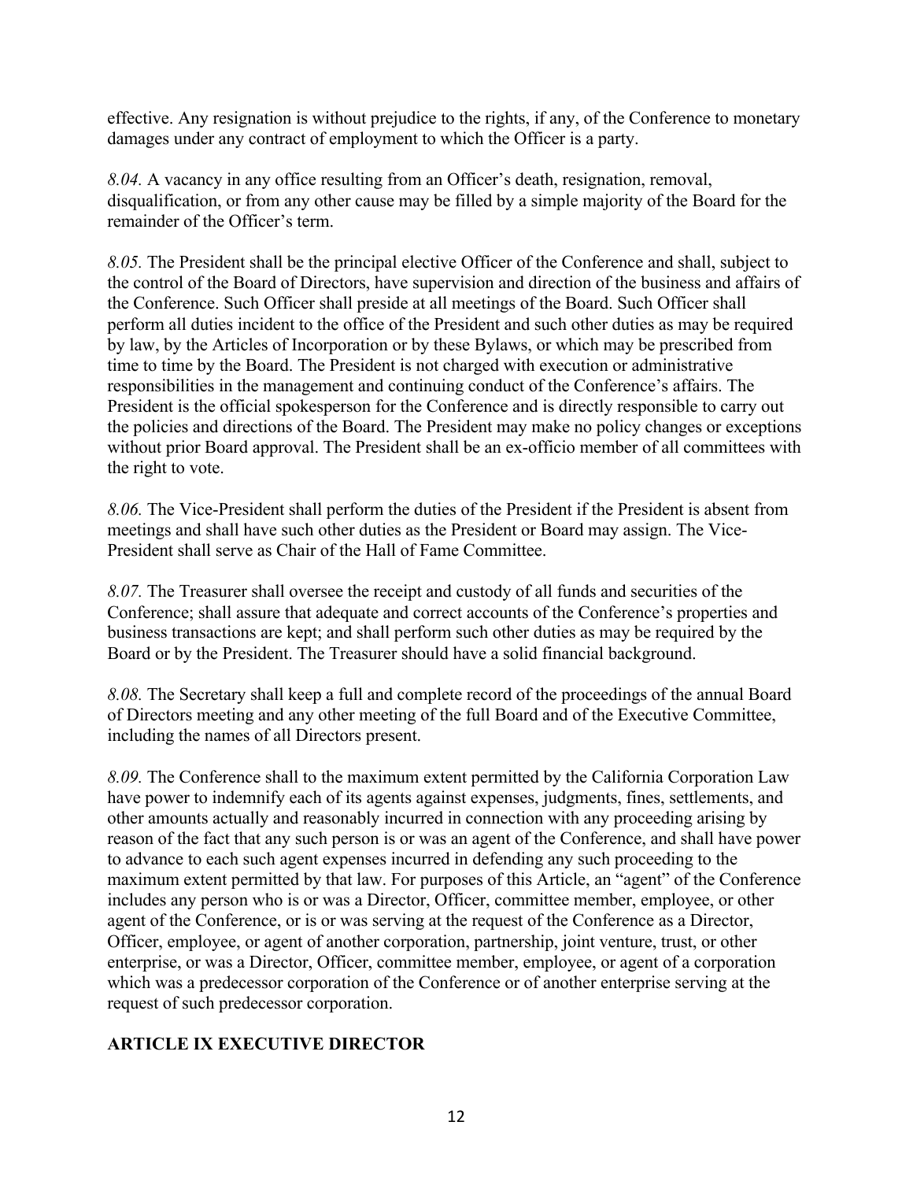effective. Any resignation is without prejudice to the rights, if any, of the Conference to monetary damages under any contract of employment to which the Officer is a party.

*8.04.* A vacancy in any office resulting from an Officer's death, resignation, removal, disqualification, or from any other cause may be filled by a simple majority of the Board for the remainder of the Officer's term.

*8.05.* The President shall be the principal elective Officer of the Conference and shall, subject to the control of the Board of Directors, have supervision and direction of the business and affairs of the Conference. Such Officer shall preside at all meetings of the Board. Such Officer shall perform all duties incident to the office of the President and such other duties as may be required by law, by the Articles of Incorporation or by these Bylaws, or which may be prescribed from time to time by the Board. The President is not charged with execution or administrative responsibilities in the management and continuing conduct of the Conference's affairs. The President is the official spokesperson for the Conference and is directly responsible to carry out the policies and directions of the Board. The President may make no policy changes or exceptions without prior Board approval. The President shall be an ex-officio member of all committees with the right to vote.

*8.06.* The Vice-President shall perform the duties of the President if the President is absent from meetings and shall have such other duties as the President or Board may assign. The Vice-President shall serve as Chair of the Hall of Fame Committee.

*8.07.* The Treasurer shall oversee the receipt and custody of all funds and securities of the Conference; shall assure that adequate and correct accounts of the Conference's properties and business transactions are kept; and shall perform such other duties as may be required by the Board or by the President. The Treasurer should have a solid financial background.

*8.08.* The Secretary shall keep a full and complete record of the proceedings of the annual Board of Directors meeting and any other meeting of the full Board and of the Executive Committee, including the names of all Directors present.

*8.09.* The Conference shall to the maximum extent permitted by the California Corporation Law have power to indemnify each of its agents against expenses, judgments, fines, settlements, and other amounts actually and reasonably incurred in connection with any proceeding arising by reason of the fact that any such person is or was an agent of the Conference, and shall have power to advance to each such agent expenses incurred in defending any such proceeding to the maximum extent permitted by that law. For purposes of this Article, an "agent" of the Conference includes any person who is or was a Director, Officer, committee member, employee, or other agent of the Conference, or is or was serving at the request of the Conference as a Director, Officer, employee, or agent of another corporation, partnership, joint venture, trust, or other enterprise, or was a Director, Officer, committee member, employee, or agent of a corporation which was a predecessor corporation of the Conference or of another enterprise serving at the request of such predecessor corporation.

## ARTICLE IX EXECUTIVE DIRECTOR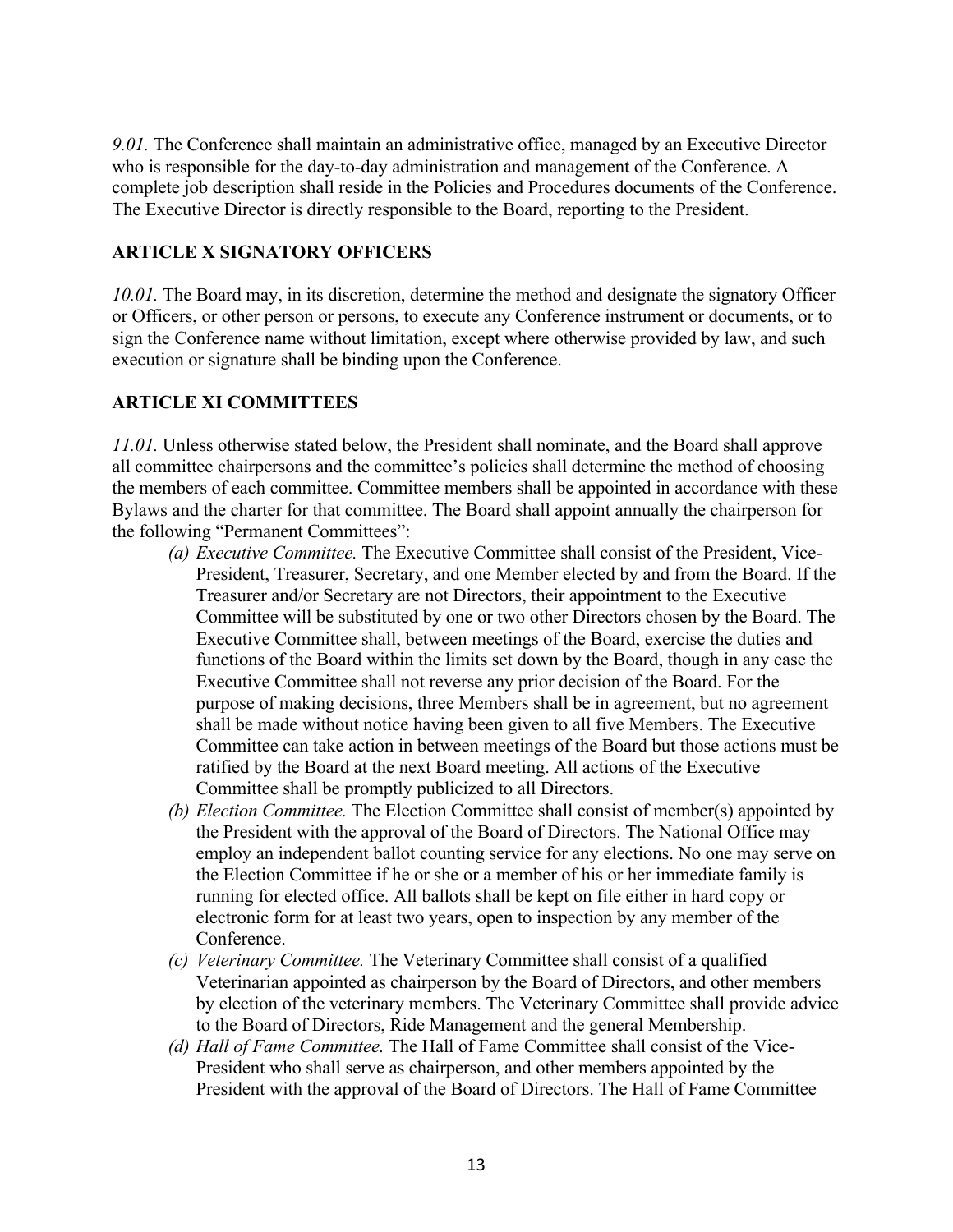*9.01.* The Conference shall maintain an administrative office, managed by an Executive Director who is responsible for the day-to-day administration and management of the Conference. A complete job description shall reside in the Policies and Procedures documents of the Conference. The Executive Director is directly responsible to the Board, reporting to the President.

## ARTICLE X SIGNATORY OFFICERS

*10.01.* The Board may, in its discretion, determine the method and designate the signatory Officer or Officers, or other person or persons, to execute any Conference instrument or documents, or to sign the Conference name without limitation, except where otherwise provided by law, and such execution or signature shall be binding upon the Conference.

## ARTICLE XI COMMITTEES

*11.01.* Unless otherwise stated below, the President shall nominate, and the Board shall approve all committee chairpersons and the committee's policies shall determine the method of choosing the members of each committee. Committee members shall be appointed in accordance with these Bylaws and the charter for that committee. The Board shall appoint annually the chairperson for the following "Permanent Committees":

- *(a) Executive Committee.* The Executive Committee shall consist of the President, Vice-President, Treasurer, Secretary, and one Member elected by and from the Board. If the Treasurer and/or Secretary are not Directors, their appointment to the Executive Committee will be substituted by one or two other Directors chosen by the Board. The Executive Committee shall, between meetings of the Board, exercise the duties and functions of the Board within the limits set down by the Board, though in any case the Executive Committee shall not reverse any prior decision of the Board. For the purpose of making decisions, three Members shall be in agreement, but no agreement shall be made without notice having been given to all five Members. The Executive Committee can take action in between meetings of the Board but those actions must be ratified by the Board at the next Board meeting. All actions of the Executive Committee shall be promptly publicized to all Directors.
- *(b) Election Committee.* The Election Committee shall consist of member(s) appointed by the President with the approval of the Board of Directors. The National Office may employ an independent ballot counting service for any elections. No one may serve on the Election Committee if he or she or a member of his or her immediate family is running for elected office. All ballots shall be kept on file either in hard copy or electronic form for at least two years, open to inspection by any member of the Conference.
- *(c) Veterinary Committee.* The Veterinary Committee shall consist of a qualified Veterinarian appointed as chairperson by the Board of Directors, and other members by election of the veterinary members. The Veterinary Committee shall provide advice to the Board of Directors, Ride Management and the general Membership.
- *(d) Hall of Fame Committee.* The Hall of Fame Committee shall consist of the Vice-President who shall serve as chairperson, and other members appointed by the President with the approval of the Board of Directors. The Hall of Fame Committee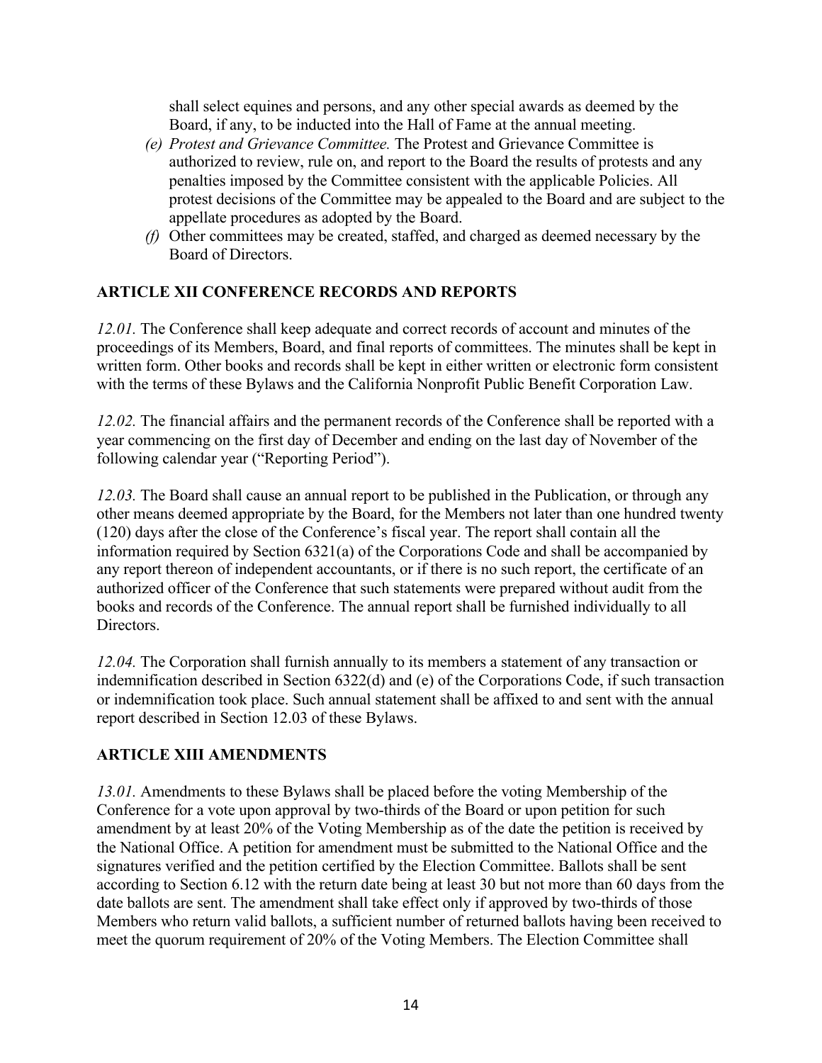shall select equines and persons, and any other special awards as deemed by the Board, if any, to be inducted into the Hall of Fame at the annual meeting.

*(e)* *Protest and Grievance Committee.* The Protest and Grievance Committee is authorized to review, rule on, and report to the Board the results of protests and any penalties imposed by the Committee consistent with the applicable Policies. All protest decisions of the Committee may be appealed to the Board and are subject to the appellate procedures as adopted by the Board.

*(f)* Other committees may be created, staffed, and charged as deemed necessary by the Board of Directors.

## ARTICLE XII CONFERENCE RECORDS AND REPORTS

*12.01.* The Conference shall keep adequate and correct records of account and minutes of the proceedings of its Members, Board, and final reports of committees. The minutes shall be kept in written form. Other books and records shall be kept in either written or electronic form consistent with the terms of these Bylaws and the California Nonprofit Public Benefit Corporation Law.

*12.02.* The financial affairs and the permanent records of the Conference shall be reported with a year commencing on the first day of December and ending on the last day of November of the following calendar year ("Reporting Period").

*12.03.* The Board shall cause an annual report to be published in the Publication, or through any other means deemed appropriate by the Board, for the Members not later than one hundred twenty (120) days after the close of the Conference's fiscal year. The report shall contain all the information required by Section 6321(a) of the Corporations Code and shall be accompanied by any report thereon of independent accountants, or if there is no such report, the certificate of an authorized officer of the Conference that such statements were prepared without audit from the books and records of the Conference. The annual report shall be furnished individually to all Directors.

*12.04.* The Corporation shall furnish annually to its members a statement of any transaction or indemnification described in Section 6322(d) and (e) of the Corporations Code, if such transaction or indemnification took place. Such annual statement shall be affixed to and sent with the annual report described in Section 12.03 of these Bylaws.

## ARTICLE XIII AMENDMENTS

*13.01.* Amendments to these Bylaws shall be placed before the voting Membership of the Conference for a vote upon approval by two-thirds of the Board or upon petition for such amendment by at least 20% of the Voting Membership as of the date the petition is received by the National Office. A petition for amendment must be submitted to the National Office and the signatures verified and the petition certified by the Election Committee. Ballots shall be sent according to Section 6.12 with the return date being at least 30 but not more than 60 days from the date ballots are sent. The amendment shall take effect only if approved by two-thirds of those Members who return valid ballots, a sufficient number of returned ballots having been received to meet the quorum requirement of 20% of the Voting Members. The Election Committee shall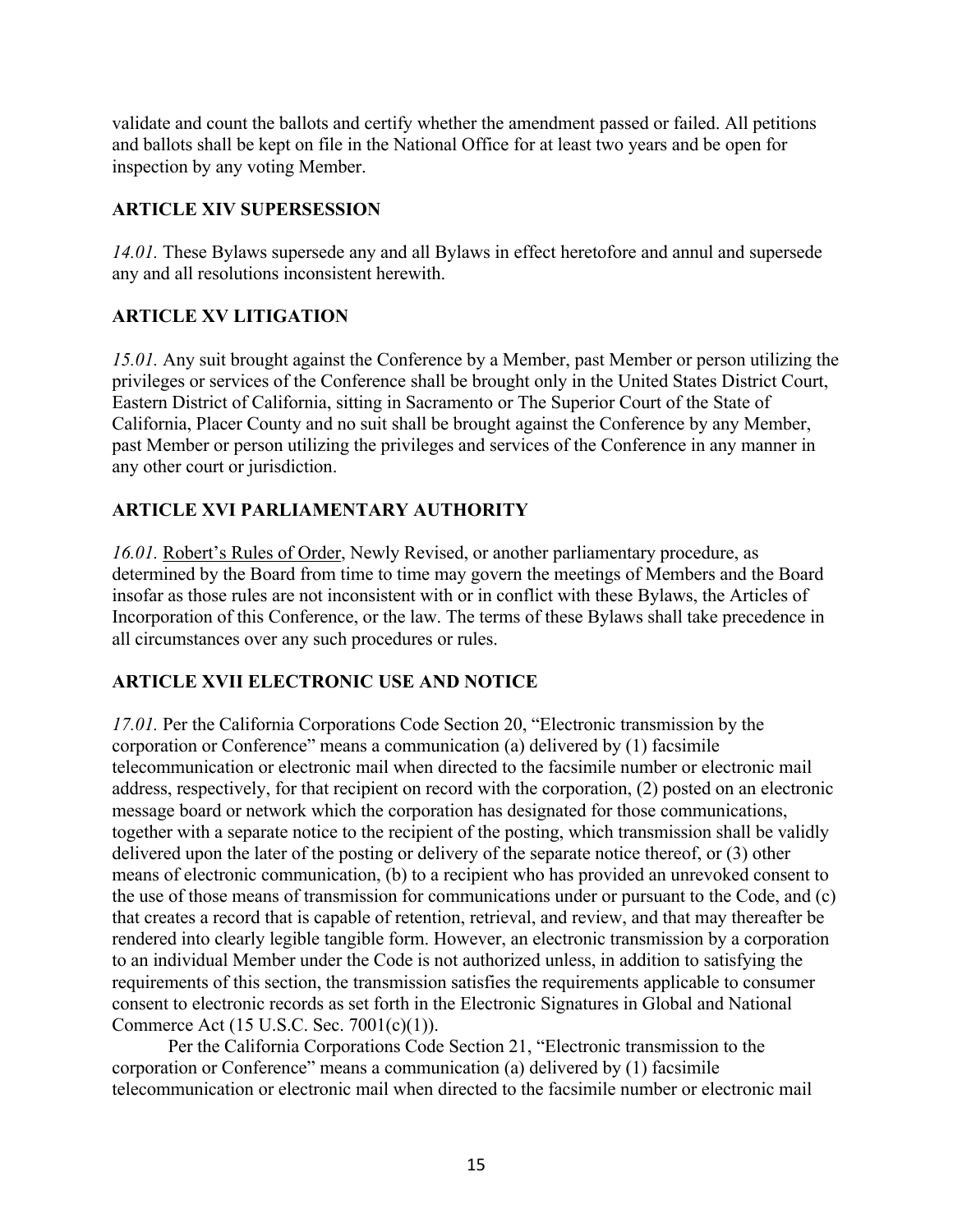validate and count the ballots and certify whether the amendment passed or failed. All petitions and ballots shall be kept on file in the National Office for at least two years and be open for inspection by any voting Member.

### ARTICLE XIV SUPERSESSION

*14.01.* These Bylaws supersede any and all Bylaws in effect heretofore and annul and supersede any and all resolutions inconsistent herewith.

### ARTICLE XV LITIGATION

*15.01.* Any suit brought against the Conference by a Member, past Member or person utilizing the privileges or services of the Conference shall be brought only in the United States District Court, Eastern District of California, sitting in Sacramento or The Superior Court of the State of California, Placer County and no suit shall be brought against the Conference by any Member, past Member or person utilizing the privileges and services of the Conference in any manner in any other court or jurisdiction.

### ARTICLE XVI PARLIAMENTARY AUTHORITY

*16.01.* Robert's Rules of Order, Newly Revised, or another parliamentary procedure, as determined by the Board from time to time may govern the meetings of Members and the Board insofar as those rules are not inconsistent with or in conflict with these Bylaws, the Articles of Incorporation of this Conference, or the law. The terms of these Bylaws shall take precedence in all circumstances over any such procedures or rules.

### ARTICLE XVII ELECTRONIC USE AND NOTICE

*17.01.* Per the California Corporations Code Section 20, "Electronic transmission by the corporation or Conference" means a communication (a) delivered by (1) facsimile telecommunication or electronic mail when directed to the facsimile number or electronic mail address, respectively, for that recipient on record with the corporation, (2) posted on an electronic message board or network which the corporation has designated for those communications, together with a separate notice to the recipient of the posting, which transmission shall be validly delivered upon the later of the posting or delivery of the separate notice thereof, or (3) other means of electronic communication, (b) to a recipient who has provided an unrevoked consent to the use of those means of transmission for communications under or pursuant to the Code, and (c) that creates a record that is capable of retention, retrieval, and review, and that may thereafter be rendered into clearly legible tangible form. However, an electronic transmission by a corporation to an individual Member under the Code is not authorized unless, in addition to satisfying the requirements of this section, the transmission satisfies the requirements applicable to consumer consent to electronic records as set forth in the Electronic Signatures in Global and National Commerce Act (15 U.S.C. Sec. 7001(c)(1)).

Per the California Corporations Code Section 21, "Electronic transmission to the corporation or Conference" means a communication (a) delivered by (1) facsimile telecommunication or electronic mail when directed to the facsimile number or electronic mail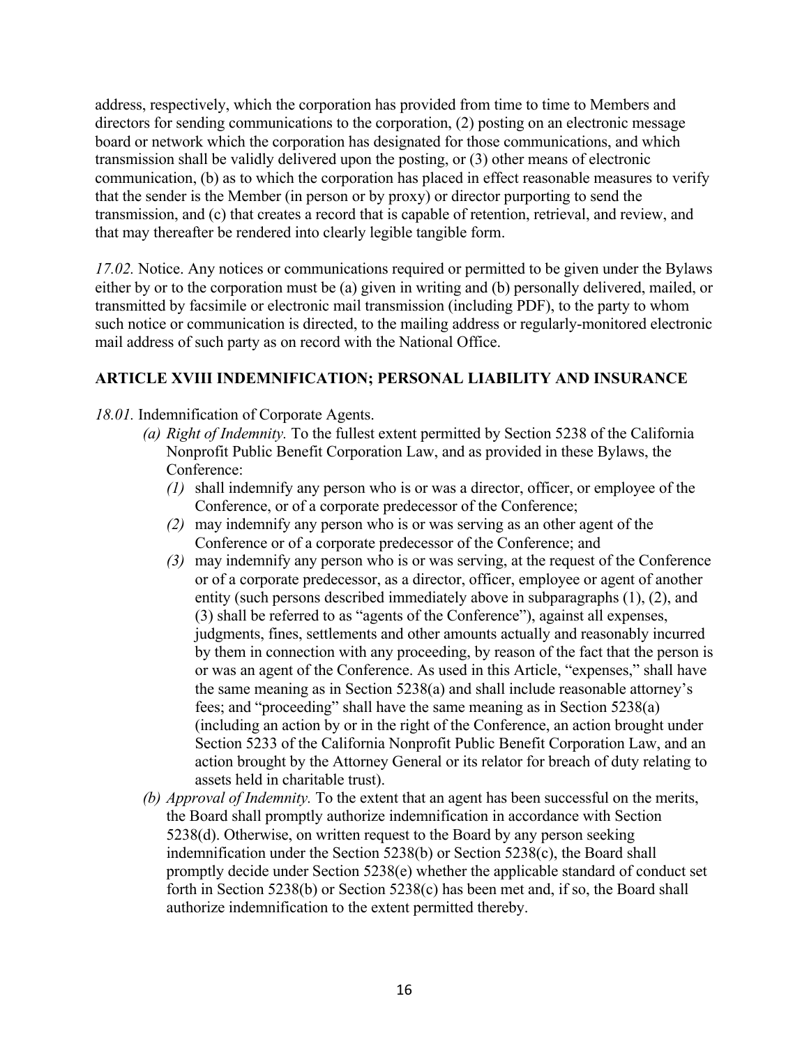address, respectively, which the corporation has provided from time to time to Members and directors for sending communications to the corporation, (2) posting on an electronic message board or network which the corporation has designated for those communications, and which transmission shall be validly delivered upon the posting, or (3) other means of electronic communication, (b) as to which the corporation has placed in effect reasonable measures to verify that the sender is the Member (in person or by proxy) or director purporting to send the transmission, and (c) that creates a record that is capable of retention, retrieval, and review, and that may thereafter be rendered into clearly legible tangible form.

*17.02.* Notice. Any notices or communications required or permitted to be given under the Bylaws either by or to the corporation must be (a) given in writing and (b) personally delivered, mailed, or transmitted by facsimile or electronic mail transmission (including PDF), to the party to whom such notice or communication is directed, to the mailing address or regularly-monitored electronic mail address of such party as on record with the National Office.

## ARTICLE XVIII INDEMNIFICATION; PERSONAL LIABILITY AND INSURANCE

*18.01.* Indemnification of Corporate Agents.

- *(a) Right of Indemnity.* To the fullest extent permitted by Section 5238 of the California Nonprofit Public Benefit Corporation Law, and as provided in these Bylaws, the Conference:
  - *(1)* shall indemnify any person who is or was a director, officer, or employee of the Conference, or of a corporate predecessor of the Conference;
  - *(2)* may indemnify any person who is or was serving as an other agent of the Conference or of a corporate predecessor of the Conference; and
  - *(3)* may indemnify any person who is or was serving, at the request of the Conference or of a corporate predecessor, as a director, officer, employee or agent of another entity (such persons described immediately above in subparagraphs (1), (2), and (3) shall be referred to as "agents of the Conference"), against all expenses, judgments, fines, settlements and other amounts actually and reasonably incurred by them in connection with any proceeding, by reason of the fact that the person is or was an agent of the Conference. As used in this Article, "expenses," shall have the same meaning as in Section 5238(a) and shall include reasonable attorney's fees; and "proceeding" shall have the same meaning as in Section 5238(a) (including an action by or in the right of the Conference, an action brought under Section 5233 of the California Nonprofit Public Benefit Corporation Law, and an action brought by the Attorney General or its relator for breach of duty relating to assets held in charitable trust).
- *(b) Approval of Indemnity.* To the extent that an agent has been successful on the merits, the Board shall promptly authorize indemnification in accordance with Section 5238(d). Otherwise, on written request to the Board by any person seeking indemnification under the Section 5238(b) or Section 5238(c), the Board shall promptly decide under Section 5238(e) whether the applicable standard of conduct set forth in Section 5238(b) or Section 5238(c) has been met and, if so, the Board shall authorize indemnification to the extent permitted thereby.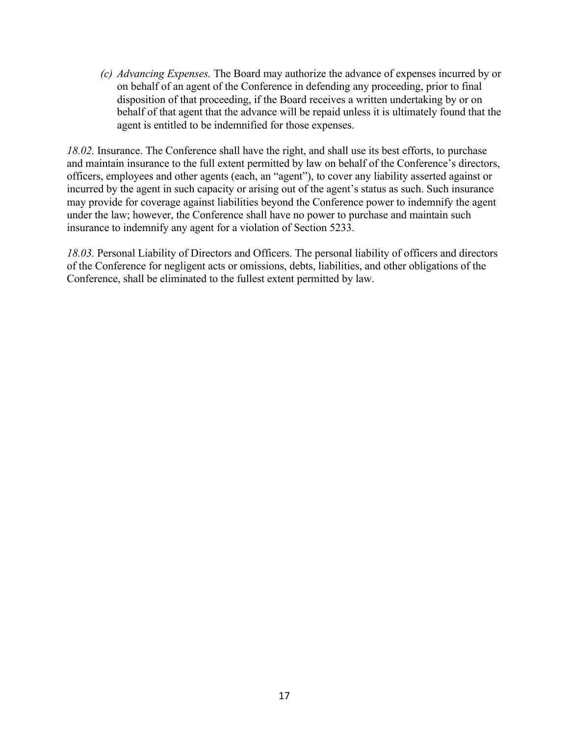(c) *Advancing Expenses.* The Board may authorize the advance of expenses incurred by or on behalf of an agent of the Conference in defending any proceeding, prior to final disposition of that proceeding, if the Board receives a written undertaking by or on behalf of that agent that the advance will be repaid unless it is ultimately found that the agent is entitled to be indemnified for those expenses.

*18.02.* Insurance. The Conference shall have the right, and shall use its best efforts, to purchase and maintain insurance to the full extent permitted by law on behalf of the Conference's directors, officers, employees and other agents (each, an "agent"), to cover any liability asserted against or incurred by the agent in such capacity or arising out of the agent's status as such. Such insurance may provide for coverage against liabilities beyond the Conference power to indemnify the agent under the law; however, the Conference shall have no power to purchase and maintain such insurance to indemnify any agent for a violation of Section 5233.

*18.03.* Personal Liability of Directors and Officers. The personal liability of officers and directors of the Conference for negligent acts or omissions, debts, liabilities, and other obligations of the Conference, shall be eliminated to the fullest extent permitted by law.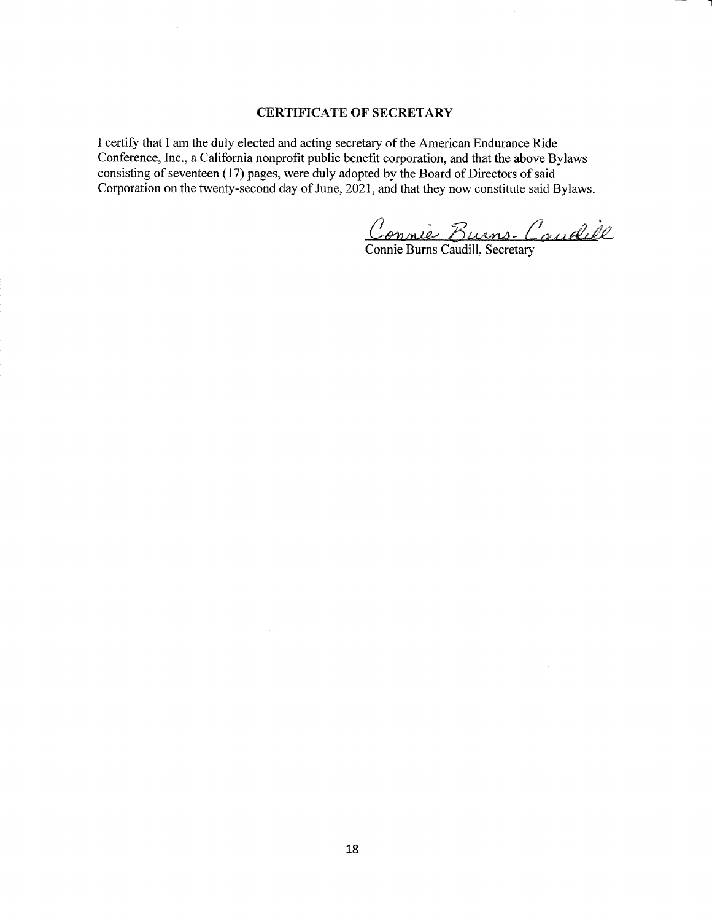## CERTIFICATE OF SECRETARY

I certify that I am the duly elected and acting secretary of the American Endurance Ride Conference, Inc., a California nonprofit public benefit corporation, and that the above Bylaws consisting of seventeen (17) pages, were duly adopted by the Board of Directors of said Corporation on the twenty-second day of June, 2021, and that they now constitute said Bylaws.

Connie Burns-Caudill

Connie Burns Caudill, Secretary